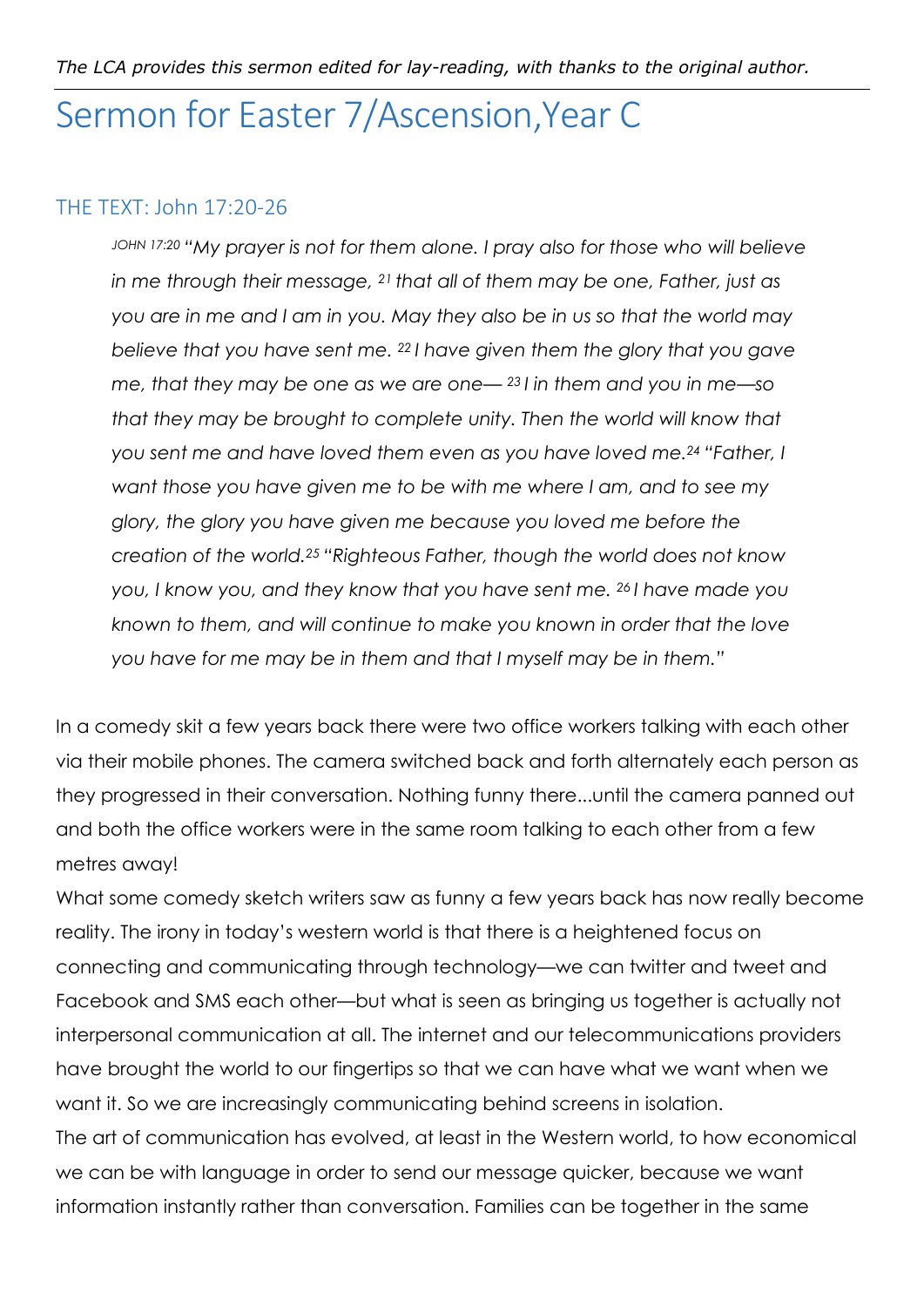*The LCA provides this sermon edited for lay-reading, with thanks to the original author.*

# Sermon for Easter 7/Ascension,Year C

## THE TEXT: John 17:20-26

> JOHN 17:20 *"My prayer is not for them alone. I pray also for those who will believe in me through their message,* 21 *that all of them may be one, Father, just as you are in me and I am in you. May they also be in us so that the world may believe that you have sent me.* 22 *I have given them the glory that you gave me, that they may be one as we are one—* 23 *I in them and you in me—so that they may be brought to complete unity. Then the world will know that you sent me and have loved them even as you have loved me.* 24 *"Father, I want those you have given me to be with me where I am, and to see my glory, the glory you have given me because you loved me before the creation of the world.* 25 *"Righteous Father, though the world does not know you, I know you, and they know that you have sent me.* 26 *I have made you known to them, and will continue to make you known in order that the love you have for me may be in them and that I myself may be in them."*

In a comedy skit a few years back there were two office workers talking with each other via their mobile phones. The camera switched back and forth alternately each person as they progressed in their conversation. Nothing funny there...until the camera panned out and both the office workers were in the same room talking to each other from a few metres away!

What some comedy sketch writers saw as funny a few years back has now really become reality. The irony in today's western world is that there is a heightened focus on connecting and communicating through technology—we can twitter and tweet and Facebook and SMS each other—but what is seen as bringing us together is actually not interpersonal communication at all. The internet and our telecommunications providers have brought the world to our fingertips so that we can have what we want when we want it. So we are increasingly communicating behind screens in isolation.

The art of communication has evolved, at least in the Western world, to how economical we can be with language in order to send our message quicker, because we want information instantly rather than conversation. Families can be together in the same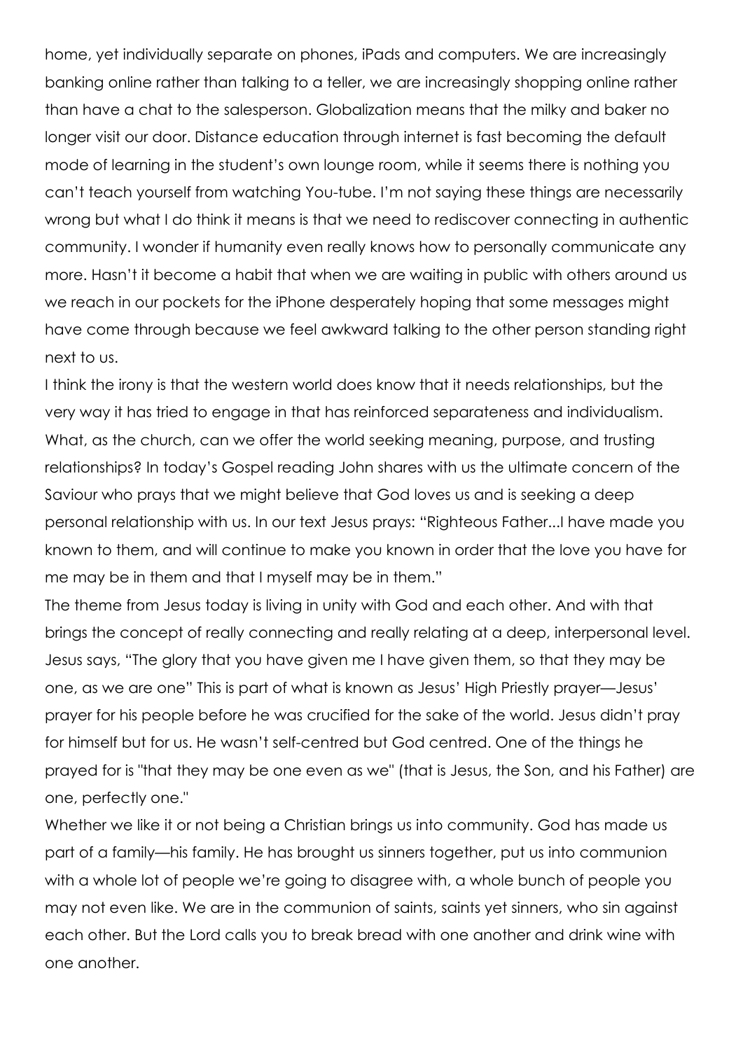home, yet individually separate on phones, iPads and computers. We are increasingly banking online rather than talking to a teller, we are increasingly shopping online rather than have a chat to the salesperson. Globalization means that the milky and baker no longer visit our door. Distance education through internet is fast becoming the default mode of learning in the student's own lounge room, while it seems there is nothing you can't teach yourself from watching You-tube. I'm not saying these things are necessarily wrong but what I do think it means is that we need to rediscover connecting in authentic community. I wonder if humanity even really knows how to personally communicate any more. Hasn't it become a habit that when we are waiting in public with others around us we reach in our pockets for the iPhone desperately hoping that some messages might have come through because we feel awkward talking to the other person standing right next to us.

I think the irony is that the western world does know that it needs relationships, but the very way it has tried to engage in that has reinforced separateness and individualism. What, as the church, can we offer the world seeking meaning, purpose, and trusting relationships? In today's Gospel reading John shares with us the ultimate concern of the Saviour who prays that we might believe that God loves us and is seeking a deep personal relationship with us. In our text Jesus prays: "Righteous Father...I have made you known to them, and will continue to make you known in order that the love you have for me may be in them and that I myself may be in them."

The theme from Jesus today is living in unity with God and each other. And with that brings the concept of really connecting and really relating at a deep, interpersonal level. Jesus says, "The glory that you have given me I have given them, so that they may be one, as we are one" This is part of what is known as Jesus' High Priestly prayer—Jesus' prayer for his people before he was crucified for the sake of the world. Jesus didn't pray for himself but for us. He wasn't self-centred but God centred. One of the things he prayed for is "that they may be one even as we" (that is Jesus, the Son, and his Father) are one, perfectly one."

Whether we like it or not being a Christian brings us into community. God has made us part of a family—his family. He has brought us sinners together, put us into communion with a whole lot of people we're going to disagree with, a whole bunch of people you may not even like. We are in the communion of saints, saints yet sinners, who sin against each other. But the Lord calls you to break bread with one another and drink wine with one another.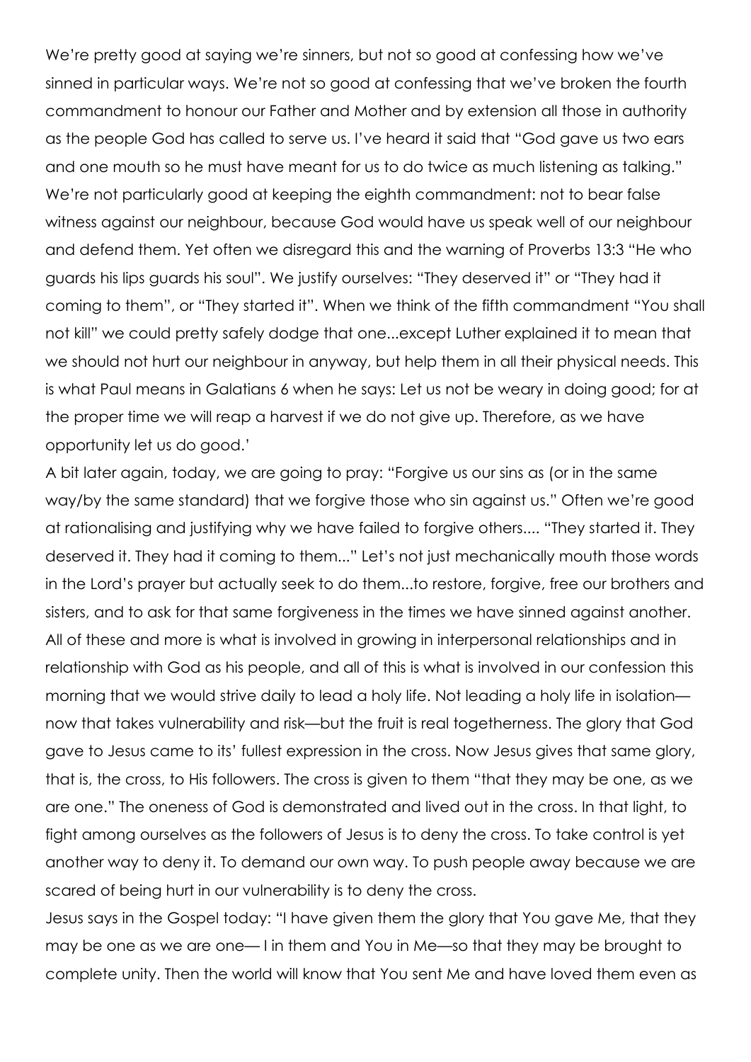We're pretty good at saying we're sinners, but not so good at confessing how we've sinned in particular ways. We're not so good at confessing that we've broken the fourth commandment to honour our Father and Mother and by extension all those in authority as the people God has called to serve us. I've heard it said that "God gave us two ears and one mouth so he must have meant for us to do twice as much listening as talking." We're not particularly good at keeping the eighth commandment: not to bear false witness against our neighbour, because God would have us speak well of our neighbour and defend them. Yet often we disregard this and the warning of Proverbs 13:3 "He who guards his lips guards his soul". We justify ourselves: "They deserved it" or "They had it coming to them", or "They started it". When we think of the fifth commandment "You shall not kill" we could pretty safely dodge that one...except Luther explained it to mean that we should not hurt our neighbour in anyway, but help them in all their physical needs. This is what Paul means in Galatians 6 when he says: Let us not be weary in doing good; for at the proper time we will reap a harvest if we do not give up. Therefore, as we have opportunity let us do good.'

A bit later again, today, we are going to pray: "Forgive us our sins as (or in the same way/by the same standard) that we forgive those who sin against us." Often we're good at rationalising and justifying why we have failed to forgive others.... "They started it. They deserved it. They had it coming to them..." Let's not just mechanically mouth those words in the Lord's prayer but actually seek to do them...to restore, forgive, free our brothers and sisters, and to ask for that same forgiveness in the times we have sinned against another. All of these and more is what is involved in growing in interpersonal relationships and in relationship with God as his people, and all of this is what is involved in our confession this morning that we would strive daily to lead a holy life. Not leading a holy life in isolation—now that takes vulnerability and risk—but the fruit is real togetherness. The glory that God gave to Jesus came to its' fullest expression in the cross. Now Jesus gives that same glory, that is, the cross, to His followers. The cross is given to them "that they may be one, as we are one." The oneness of God is demonstrated and lived out in the cross. In that light, to fight among ourselves as the followers of Jesus is to deny the cross. To take control is yet another way to deny it. To demand our own way. To push people away because we are scared of being hurt in our vulnerability is to deny the cross.

Jesus says in the Gospel today: "I have given them the glory that You gave Me, that they may be one as we are one— I in them and You in Me—so that they may be brought to complete unity. Then the world will know that You sent Me and have loved them even as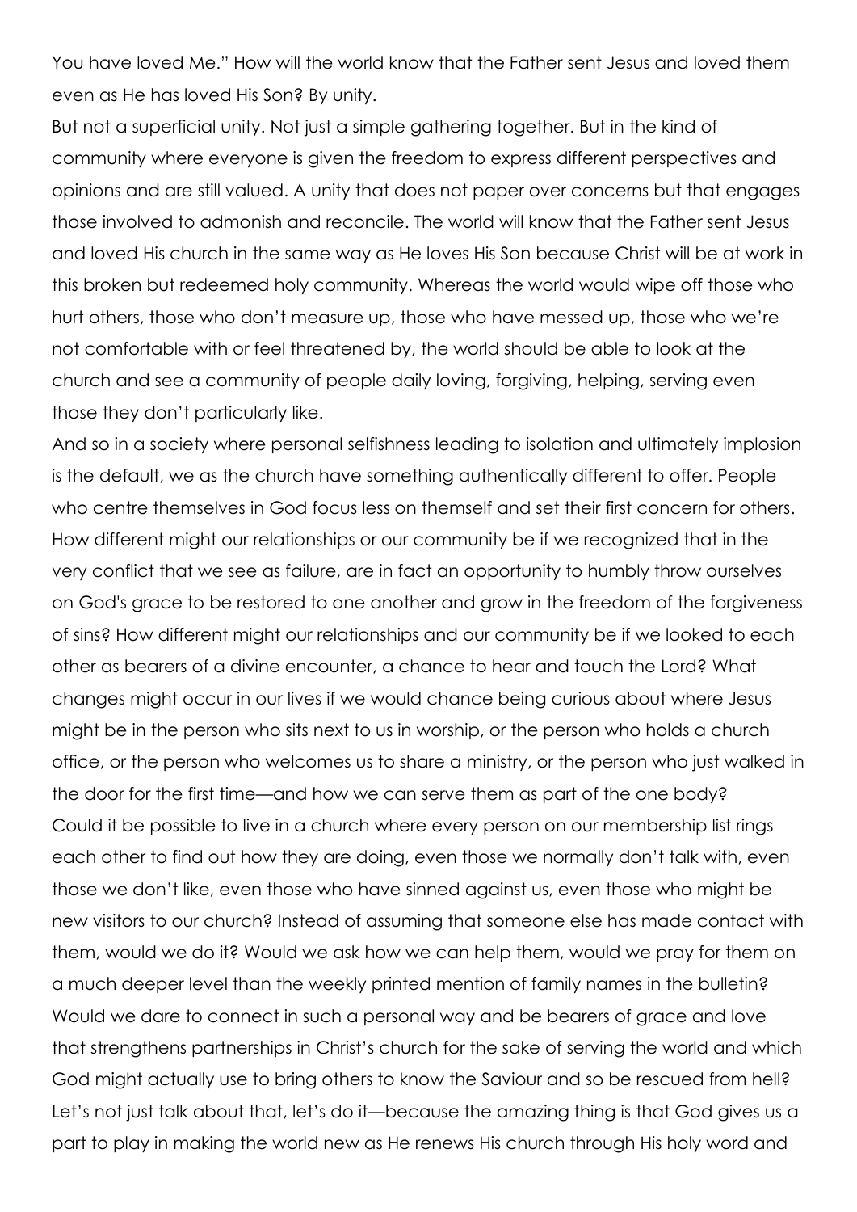You have loved Me." How will the world know that the Father sent Jesus and loved them even as He has loved His Son? By unity.

But not a superficial unity. Not just a simple gathering together. But in the kind of community where everyone is given the freedom to express different perspectives and opinions and are still valued. A unity that does not paper over concerns but that engages those involved to admonish and reconcile. The world will know that the Father sent Jesus and loved His church in the same way as He loves His Son because Christ will be at work in this broken but redeemed holy community. Whereas the world would wipe off those who hurt others, those who don't measure up, those who have messed up, those who we're not comfortable with or feel threatened by, the world should be able to look at the church and see a community of people daily loving, forgiving, helping, serving even those they don't particularly like.

And so in a society where personal selfishness leading to isolation and ultimately implosion is the default, we as the church have something authentically different to offer. People who centre themselves in God focus less on themself and set their first concern for others. How different might our relationships or our community be if we recognized that in the very conflict that we see as failure, are in fact an opportunity to humbly throw ourselves on God's grace to be restored to one another and grow in the freedom of the forgiveness of sins? How different might our relationships and our community be if we looked to each other as bearers of a divine encounter, a chance to hear and touch the Lord? What changes might occur in our lives if we would chance being curious about where Jesus might be in the person who sits next to us in worship, or the person who holds a church office, or the person who welcomes us to share a ministry, or the person who just walked in the door for the first time—and how we can serve them as part of the one body?

Could it be possible to live in a church where every person on our membership list rings each other to find out how they are doing, even those we normally don't talk with, even those we don't like, even those who have sinned against us, even those who might be new visitors to our church? Instead of assuming that someone else has made contact with them, would we do it? Would we ask how we can help them, would we pray for them on a much deeper level than the weekly printed mention of family names in the bulletin? Would we dare to connect in such a personal way and be bearers of grace and love that strengthens partnerships in Christ's church for the sake of serving the world and which God might actually use to bring others to know the Saviour and so be rescued from hell? Let's not just talk about that, let's do it—because the amazing thing is that God gives us a part to play in making the world new as He renews His church through His holy word and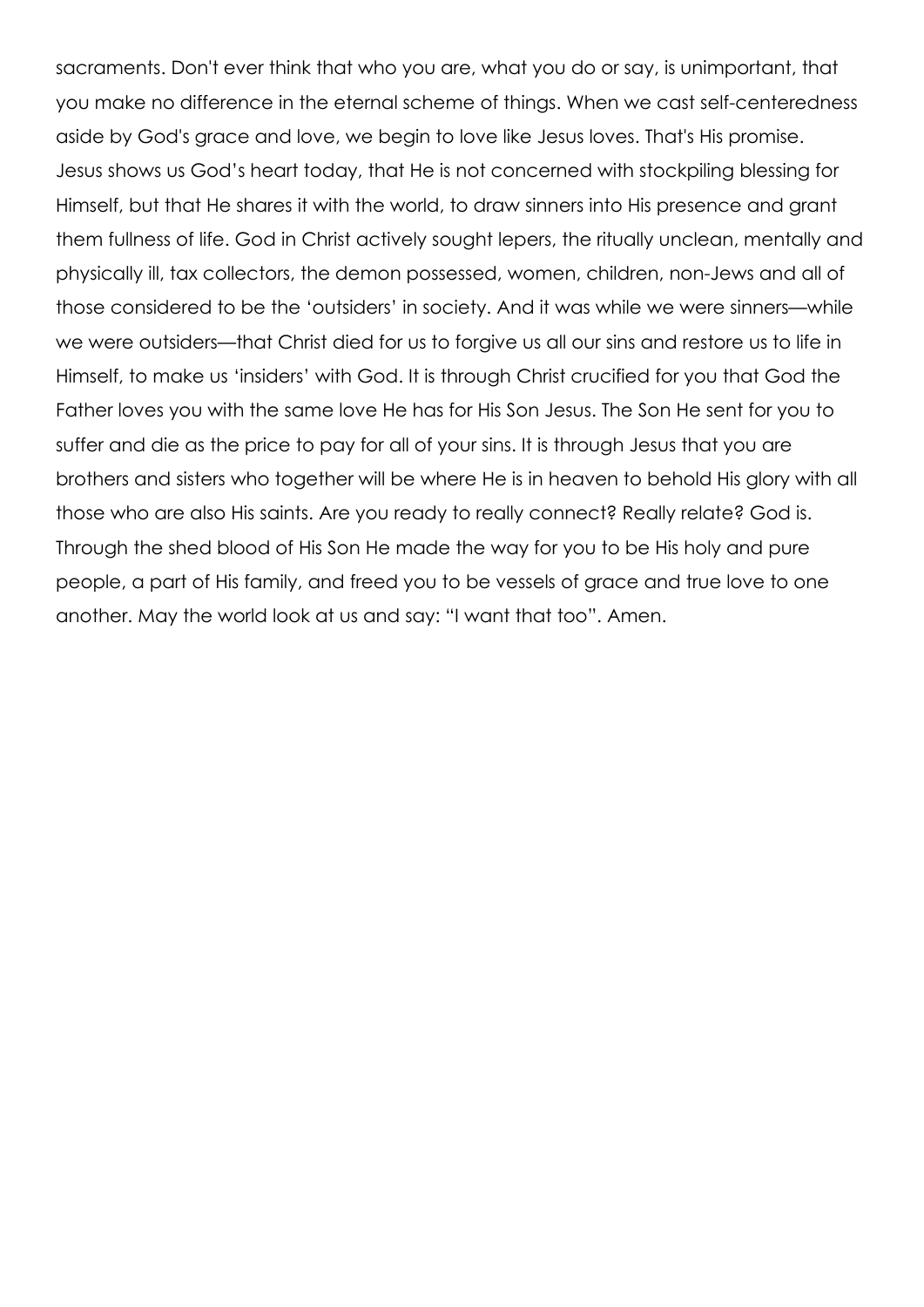sacraments. Don't ever think that who you are, what you do or say, is unimportant, that you make no difference in the eternal scheme of things. When we cast self-centeredness aside by God's grace and love, we begin to love like Jesus loves. That's His promise. Jesus shows us God's heart today, that He is not concerned with stockpiling blessing for Himself, but that He shares it with the world, to draw sinners into His presence and grant them fullness of life. God in Christ actively sought lepers, the ritually unclean, mentally and physically ill, tax collectors, the demon possessed, women, children, non-Jews and all of those considered to be the 'outsiders' in society. And it was while we were sinners—while we were outsiders—that Christ died for us to forgive us all our sins and restore us to life in Himself, to make us 'insiders' with God. It is through Christ crucified for you that God the Father loves you with the same love He has for His Son Jesus. The Son He sent for you to suffer and die as the price to pay for all of your sins. It is through Jesus that you are brothers and sisters who together will be where He is in heaven to behold His glory with all those who are also His saints. Are you ready to really connect? Really relate? God is. Through the shed blood of His Son He made the way for you to be His holy and pure people, a part of His family, and freed you to be vessels of grace and true love to one another. May the world look at us and say: "I want that too". Amen.